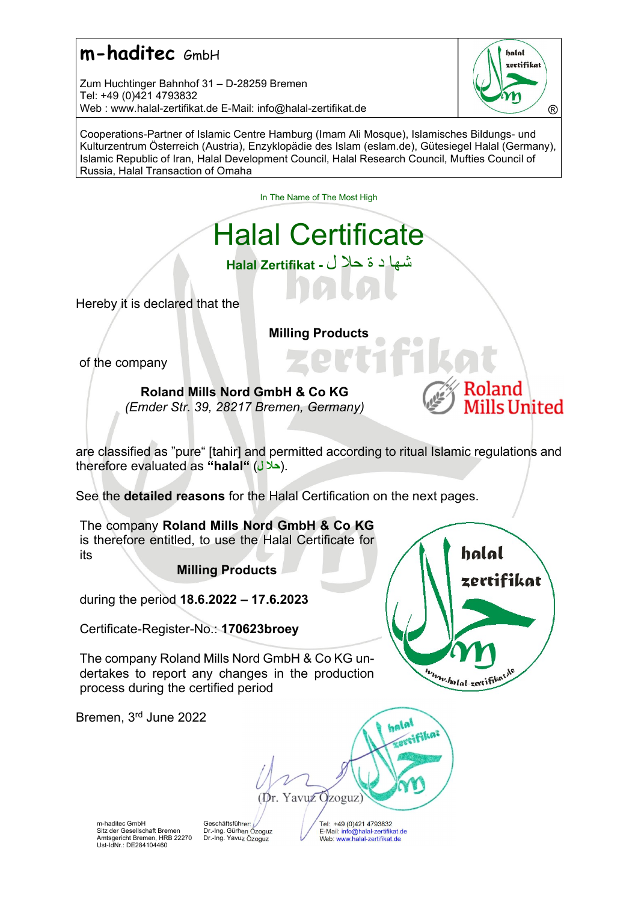# m-haditec GmbH

Zum Huchtinger Bahnhof 31 – D-28259 Bremen
Tel: +49 (0)421 4793832
Web : www.halal-zertifikat.de E-Mail: info@halal-zertifikat.de

Cooperations-Partner of Islamic Centre Hamburg (Imam Ali Mosque), Islamisches Bildungs- und Kulturzentrum Österreich (Austria), Enzyklopädie des Islam (eslam.de), Gütesiegel Halal (Germany), Islamic Republic of Iran, Halal Development Council, Halal Research Council, Mufties Council of Russia, Halal Transaction of Omaha

In The Name of The Most High

# Halal Certificate

**Halal Zertifikat - شها د ة حلا ل**

Hereby it is declared that the

**Milling Products**

of the company

**Roland Mills Nord GmbH & Co KG**
*(Emder Str. 39, 28217 Bremen, Germany)*

Roland Mills United

are classified as "pure" [tahir] and permitted according to ritual Islamic regulations and therefore evaluated as **"halal"** (حلا ل).

See the **detailed reasons** for the Halal Certification on the next pages.

The company **Roland Mills Nord GmbH & Co KG** is therefore entitled, to use the Halal Certificate for its

**Milling Products**

during the period **18.6.2022 – 17.6.2023**

Certificate-Register-No.: **170623broey**

The company Roland Mills Nord GmbH & Co KG undertakes to report any changes in the production process during the certified period

Bremen, 3rd June 2022

(Dr. Yavuz Özoguz)

m-haditec GmbH
Sitz der Gesellschaft Bremen
Amtsgericht Bremen, HRB 22270
Ust-IdNr.: DE284104460

Geschäftsführer:
Dr.-Ing. Gürhan Özoguz
Dr.-Ing. Yavuz Özoguz

Tel: +49 (0)421 4793832
E-Mail: info@halal-zertifikat.de
Web: www.halal-zertifikat.de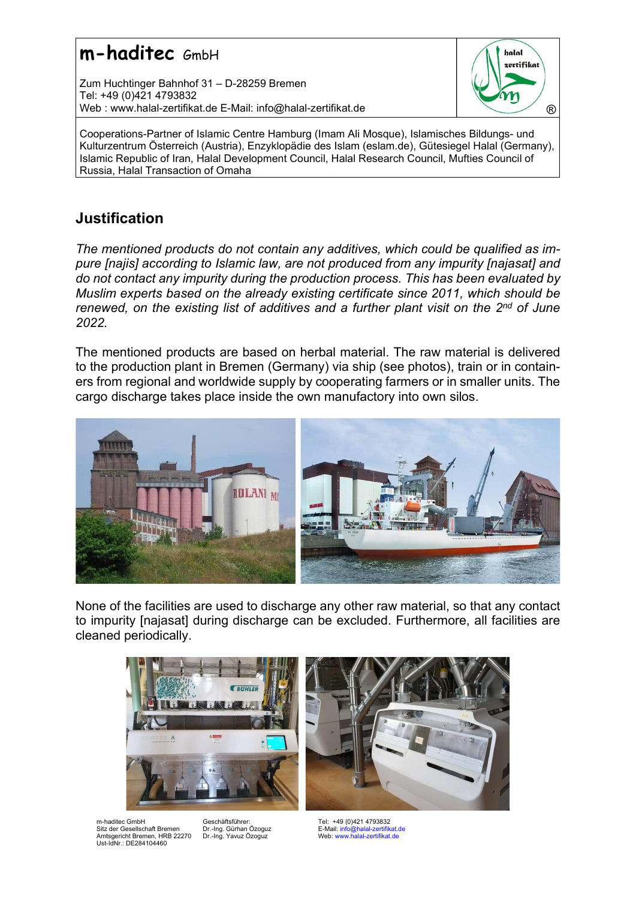# m-haditec GmbH

Zum Huchtinger Bahnhof 31 – D-28259 Bremen
Tel: +49 (0)421 4793832
Web : www.halal-zertifikat.de E-Mail: info@halal-zertifikat.de

Cooperations-Partner of Islamic Centre Hamburg (Imam Ali Mosque), Islamisches Bildungs- und Kulturzentrum Österreich (Austria), Enzyklopädie des Islam (eslam.de), Gütesiegel Halal (Germany), Islamic Republic of Iran, Halal Development Council, Halal Research Council, Mufties Council of Russia, Halal Transaction of Omaha

## Justification

*The mentioned products do not contain any additives, which could be qualified as impure [najis] according to Islamic law, are not produced from any impurity [najasat] and do not contact any impurity during the production process. This has been evaluated by Muslim experts based on the already existing certificate since 2011, which should be renewed, on the existing list of additives and a further plant visit on the 2nd of June 2022.*

The mentioned products are based on herbal material. The raw material is delivered to the production plant in Bremen (Germany) via ship (see photos), train or in containers from regional and worldwide supply by cooperating farmers or in smaller units. The cargo discharge takes place inside the own manufactory into own silos.

None of the facilities are used to discharge any other raw material, so that any contact to impurity [najasat] during discharge can be excluded. Furthermore, all facilities are cleaned periodically.

m-haditec GmbH
Sitz der Gesellschaft Bremen
Amtsgericht Bremen, HRB 22270
Ust-IdNr.: DE284104460

Geschäftsführer:
Dr.-Ing. Gürhan Özoguz
Dr.-Ing. Yavuz Özoguz

Tel: +49 (0)421 4793832
E-Mail: info@halal-zertifikat.de
Web: www.halal-zertifikat.de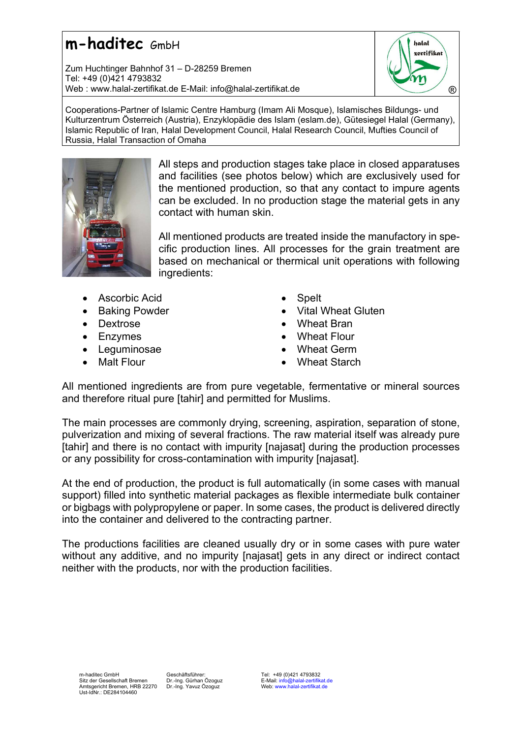**m-haditec** GmbH

Zum Huchtinger Bahnhof 31 – D-28259 Bremen
Tel: +49 (0)421 4793832
Web : www.halal-zertifikat.de E-Mail: info@halal-zertifikat.de

Cooperations-Partner of Islamic Centre Hamburg (Imam Ali Mosque), Islamisches Bildungs- und Kulturzentrum Österreich (Austria), Enzyklopädie des Islam (eslam.de), Gütesiegel Halal (Germany), Islamic Republic of Iran, Halal Development Council, Halal Research Council, Mufties Council of Russia, Halal Transaction of Omaha

All steps and production stages take place in closed apparatuses and facilities (see photos below) which are exclusively used for the mentioned production, so that any contact to impure agents can be excluded. In no production stage the material gets in any contact with human skin.

All mentioned products are treated inside the manufactory in specific production lines. All processes for the grain treatment are based on mechanical or thermical unit operations with following ingredients:

- Ascorbic Acid
- Baking Powder
- Dextrose
- Enzymes
- Leguminosae
- Malt Flour
- Spelt
- Vital Wheat Gluten
- Wheat Bran
- Wheat Flour
- Wheat Germ
- Wheat Starch

All mentioned ingredients are from pure vegetable, fermentative or mineral sources and therefore ritual pure [tahir] and permitted for Muslims.

The main processes are commonly drying, screening, aspiration, separation of stone, pulverization and mixing of several fractions. The raw material itself was already pure [tahir] and there is no contact with impurity [najasat] during the production processes or any possibility for cross-contamination with impurity [najasat].

At the end of production, the product is full automatically (in some cases with manual support) filled into synthetic material packages as flexible intermediate bulk container or bigbags with polypropylene or paper. In some cases, the product is delivered directly into the container and delivered to the contracting partner.

The productions facilities are cleaned usually dry or in some cases with pure water without any additive, and no impurity [najasat] gets in any direct or indirect contact neither with the products, nor with the production facilities.

m-haditec GmbH
Sitz der Gesellschaft Bremen
Amtsgericht Bremen, HRB 22270
Ust-IdNr.: DE284104460

Geschäftsführer:
Dr.-Ing. Gürhan Özoguz
Dr.-Ing. Yavuz Özoguz

Tel: +49 (0)421 4793832
E-Mail: info@halal-zertifikat.de
Web: www.halal-zertifikat.de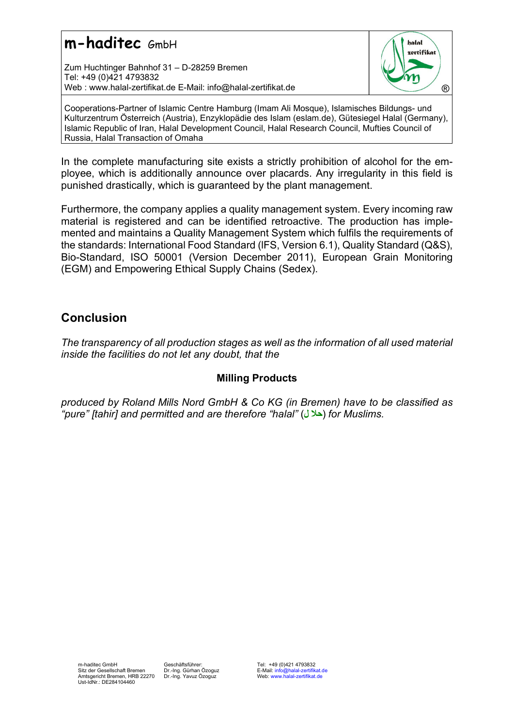In the complete manufacturing site exists a strictly prohibition of alcohol for the employee, which is additionally announce over placards. Any irregularity in this field is punished drastically, which is guaranteed by the plant management.

Furthermore, the company applies a quality management system. Every incoming raw material is registered and can be identified retroactive. The production has implemented and maintains a Quality Management System which fulfils the requirements of the standards: International Food Standard (IFS, Version 6.1), Quality Standard (Q&S), Bio-Standard, ISO 50001 (Version December 2011), European Grain Monitoring (EGM) and Empowering Ethical Supply Chains (Sedex).

## Conclusion

*The transparency of all production stages as well as the information of all used material inside the facilities do not let any doubt, that the*

**Milling Products**

*produced by Roland Mills Nord GmbH & Co KG (in Bremen) have to be classified as "pure" [tahir] and permitted and are therefore "halal"* (**حلال**) *for Muslims.*